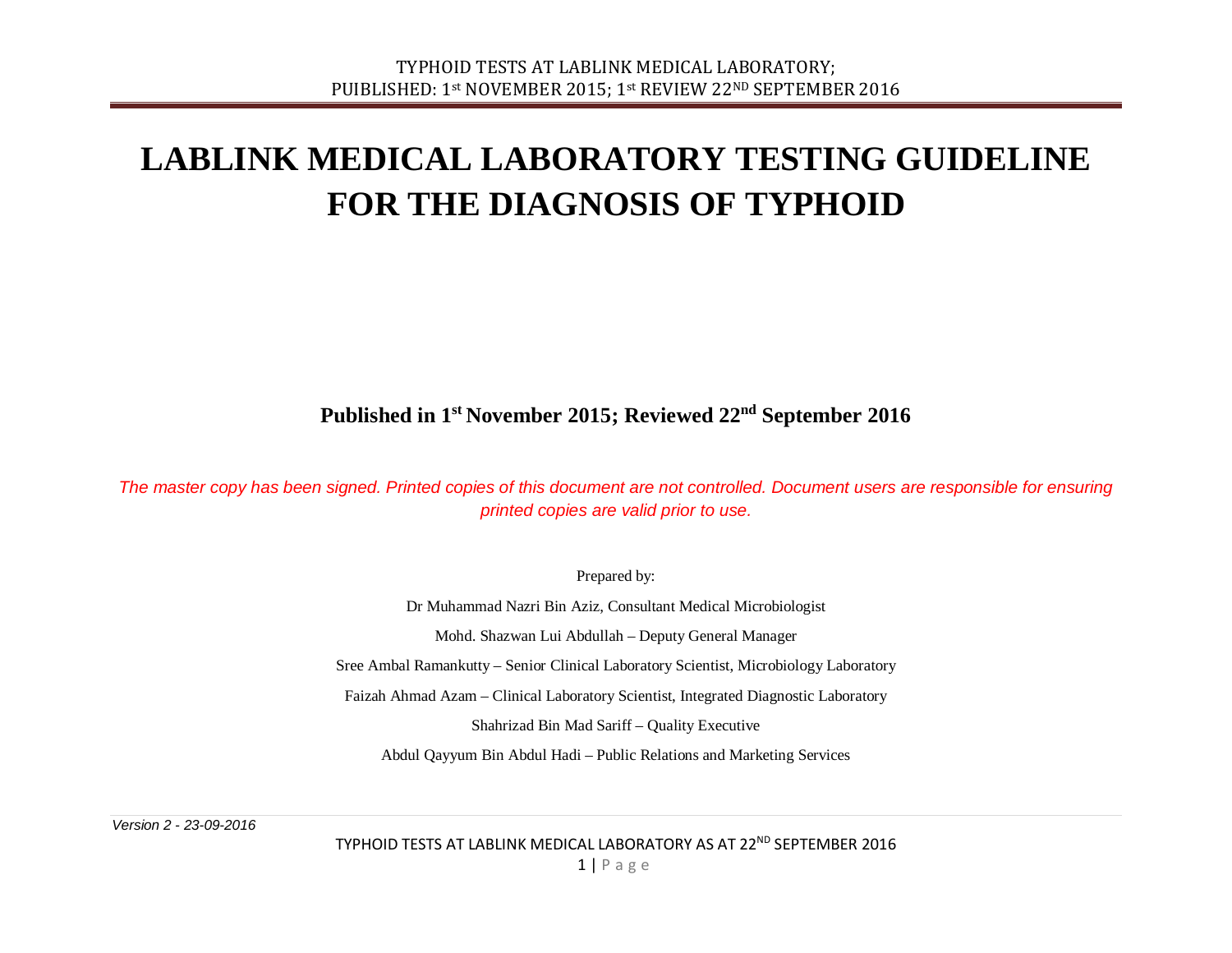# LABLINK MEDICAL LABORATORY TESTING GUIDELINE FOR THE DIAGNOSIS OF TYPHOID

**Published in 1st November 2015; Reviewed 22nd September 2016**

*The master copy has been signed. Printed copies of this document are not controlled. Document users are responsible for ensuring printed copies are valid prior to use.*

Prepared by:

Dr Muhammad Nazri Bin Aziz, Consultant Medical Microbiologist

Mohd. Shazwan Lui Abdullah – Deputy General Manager

Sree Ambal Ramankutty – Senior Clinical Laboratory Scientist, Microbiology Laboratory

Faizah Ahmad Azam – Clinical Laboratory Scientist, Integrated Diagnostic Laboratory

Shahrizad Bin Mad Sariff – Quality Executive

Abdul Qayyum Bin Abdul Hadi – Public Relations and Marketing Services

*Version 2 - 23-09-2016*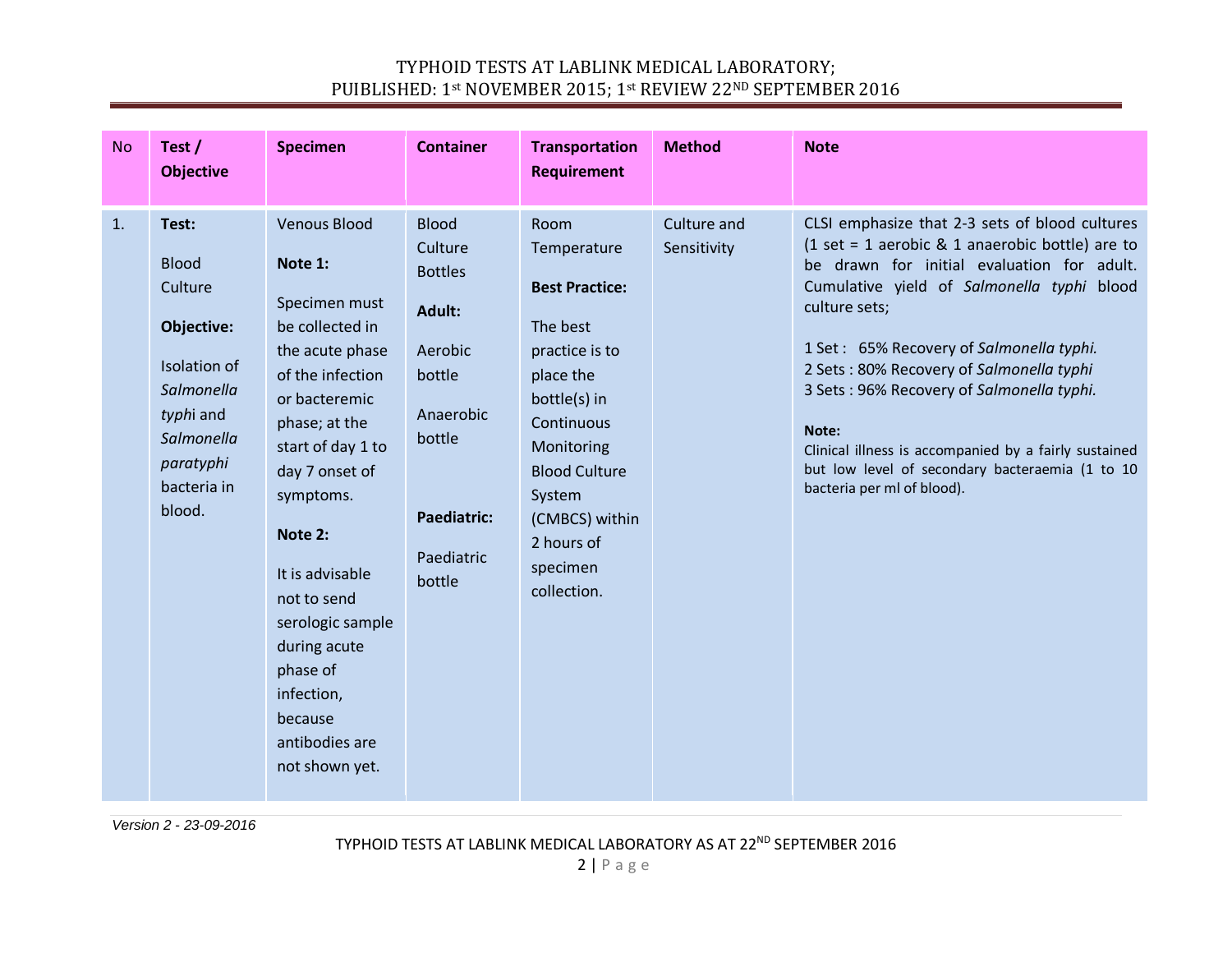| No | Test / Objective | Specimen | Container | Transportation Requirement | Method | Note |
|---|---|---|---|---|---|---|
| 1. | **Test:**<br><br>Blood Culture<br><br>**Objective:**<br><br>Isolation of *Salmonella typhi* and *Salmonella paratyphi* bacteria in blood. | Venous Blood<br><br>**Note 1:**<br><br>Specimen must be collected in the acute phase of the infection or bacteremic phase; at the start of day 1 to day 7 onset of symptoms.<br><br>**Note 2:**<br><br>It is advisable not to send serologic sample during acute phase of infection, because antibodies are not shown yet. | Blood Culture Bottles<br><br>**Adult:**<br><br>Aerobic bottle<br><br>Anaerobic bottle<br><br>**Paediatric:**<br><br>Paediatric bottle | Room Temperature<br><br>**Best Practice:**<br><br>The best practice is to place the bottle(s) in Continuous Monitoring Blood Culture System (CMBCS) within 2 hours of specimen collection. | Culture and Sensitivity | CLSI emphasize that 2-3 sets of blood cultures (1 set = 1 aerobic & 1 anaerobic bottle) are to be drawn for initial evaluation for adult. Cumulative yield of *Salmonella typhi* blood culture sets;<br><br>1 Set : 65% Recovery of *Salmonella typhi.*<br>2 Sets : 80% Recovery of *Salmonella typhi*<br>3 Sets : 96% Recovery of *Salmonella typhi.*<br><br>**Note:**<br>Clinical illness is accompanied by a fairly sustained but low level of secondary bacteraemia (1 to 10 bacteria per ml of blood). |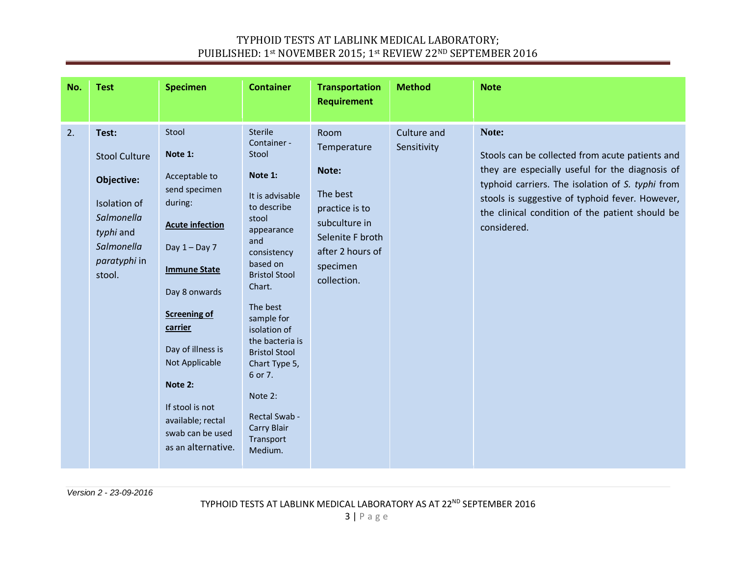| No. | Test | Specimen | Container | Transportation Requirement | Method | Note |
|---|---|---|---|---|---|---|
| 2. | **Test:**<br><br>Stool Culture<br><br>**Objective:**<br><br>Isolation of *Salmonella typhi* and *Salmonella paratyphi* in stool. | Stool<br><br>**Note 1:**<br><br>Acceptable to send specimen during:<br><br>**Acute infection**<br><br>Day 1 – Day 7<br><br>**Immune State**<br><br>Day 8 onwards<br><br>**Screening of carrier**<br><br>Day of illness is Not Applicable<br><br>**Note 2:**<br><br>If stool is not available; rectal swab can be used as an alternative. | Sterile Container - Stool<br><br>**Note 1:**<br><br>It is advisable to describe stool appearance and consistency based on Bristol Stool Chart.<br><br>The best sample for isolation of the bacteria is Bristol Stool Chart Type 5, 6 or 7.<br><br>Note 2:<br><br>Rectal Swab - Carry Blair Transport Medium. | Room Temperature<br><br>**Note:**<br><br>The best practice is to subculture in Selenite F broth after 2 hours of specimen collection. | Culture and Sensitivity | **Note:**<br><br>Stools can be collected from acute patients and they are especially useful for the diagnosis of typhoid carriers. The isolation of *S. typhi* from stools is suggestive of typhoid fever. However, the clinical condition of the patient should be considered. |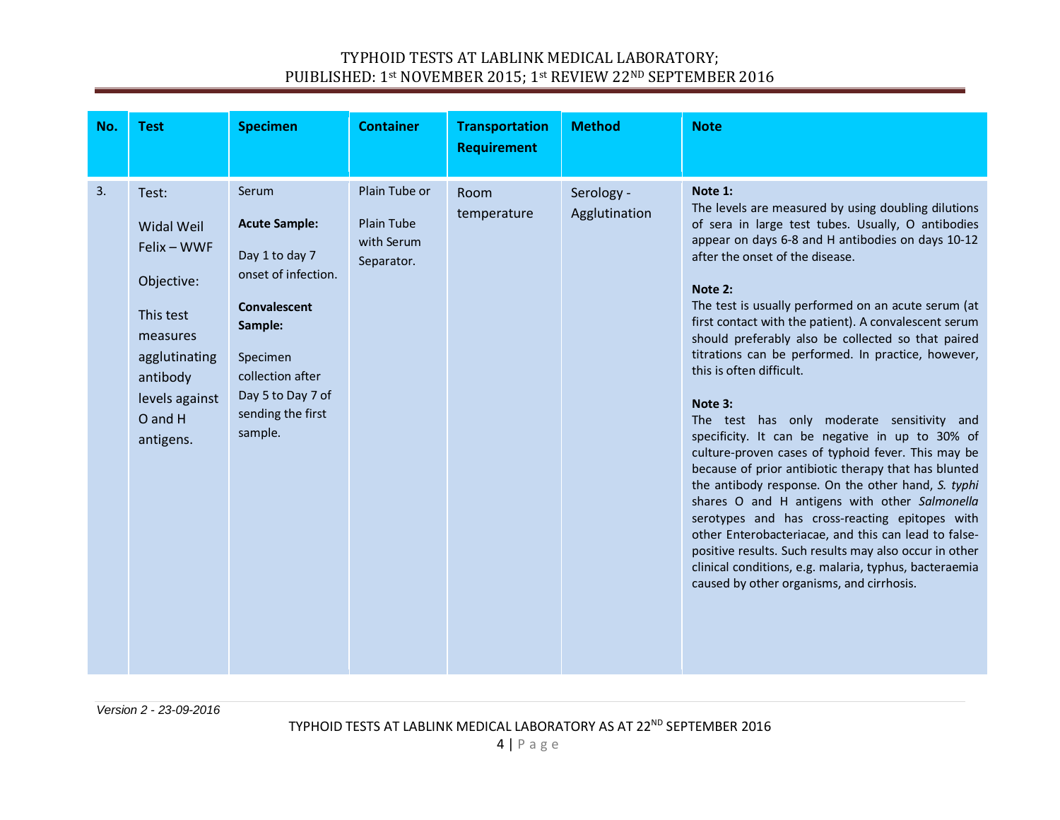| No. | Test | Specimen | Container | Transportation Requirement | Method | Note |
|---|---|---|---|---|---|---|
| 3. | Test:<br><br>Widal Weil Felix – WWF<br><br>Objective:<br><br>This test measures agglutinating antibody levels against O and H antigens. | Serum<br><br>**Acute Sample:**<br><br>Day 1 to day 7 onset of infection.<br><br>**Convalescent Sample:**<br><br>Specimen collection after Day 5 to Day 7 of sending the first sample. | Plain Tube or<br><br>Plain Tube with Serum Separator. | Room temperature | Serology - Agglutination | **Note 1:**<br>The levels are measured by using doubling dilutions of sera in large test tubes. Usually, O antibodies appear on days 6-8 and H antibodies on days 10-12 after the onset of the disease.<br><br>**Note 2:**<br>The test is usually performed on an acute serum (at first contact with the patient). A convalescent serum should preferably also be collected so that paired titrations can be performed. In practice, however, this is often difficult.<br><br>**Note 3:**<br>The test has only moderate sensitivity and specificity. It can be negative in up to 30% of culture-proven cases of typhoid fever. This may be because of prior antibiotic therapy that has blunted the antibody response. On the other hand, *S. typhi* shares O and H antigens with other *Salmonella* serotypes and has cross-reacting epitopes with other Enterobacteriacae, and this can lead to false-positive results. Such results may also occur in other clinical conditions, e.g. malaria, typhus, bacteraemia caused by other organisms, and cirrhosis. |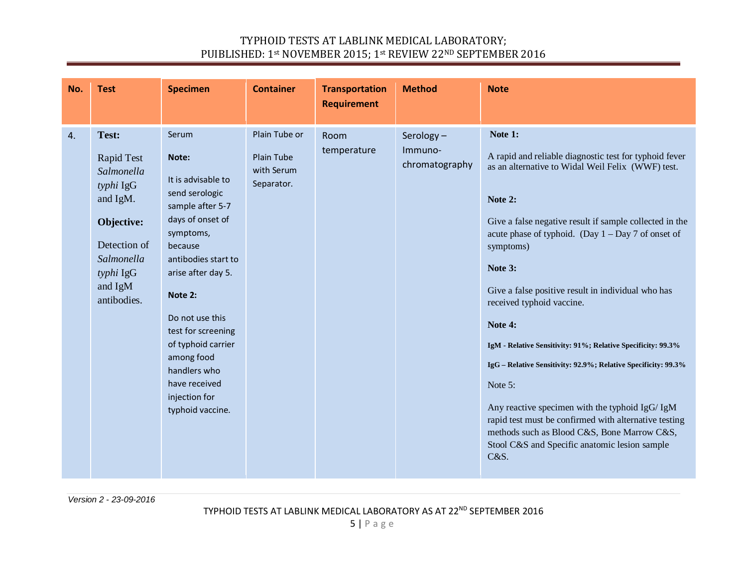| No. | Test | Specimen | Container | Transportation Requirement | Method | Note |
|---|---|---|---|---|---|---|
| 4. | **Test:**<br><br>Rapid Test *Salmonella typhi* IgG and IgM.<br><br>**Objective:**<br><br>Detection of *Salmonella typhi* IgG and IgM antibodies. | Serum<br><br>**Note:**<br><br>It is advisable to send serologic sample after 5-7 days of onset of symptoms, because antibodies start to arise after day 5.<br><br>**Note 2:**<br><br>Do not use this test for screening of typhoid carrier among food handlers who have received injection for typhoid vaccine. | Plain Tube or<br><br>Plain Tube with Serum Separator. | Room temperature | Serology – Immuno-chromatography | **Note 1:**<br><br>A rapid and reliable diagnostic test for typhoid fever as an alternative to Widal Weil Felix (WWF) test.<br><br>**Note 2:**<br><br>Give a false negative result if sample collected in the acute phase of typhoid. (Day 1 – Day 7 of onset of symptoms)<br><br>**Note 3:**<br><br>Give a false positive result in individual who has received typhoid vaccine.<br><br>**Note 4:**<br><br>**IgM - Relative Sensitivity: 91%; Relative Specificity: 99.3%**<br><br>**IgG – Relative Sensitivity: 92.9%; Relative Specificity: 99.3%**<br><br>Note 5:<br><br>Any reactive specimen with the typhoid IgG/ IgM rapid test must be confirmed with alternative testing methods such as Blood C&S, Bone Marrow C&S, Stool C&S and Specific anatomic lesion sample C&S. |

Version 2 - 23-09-2016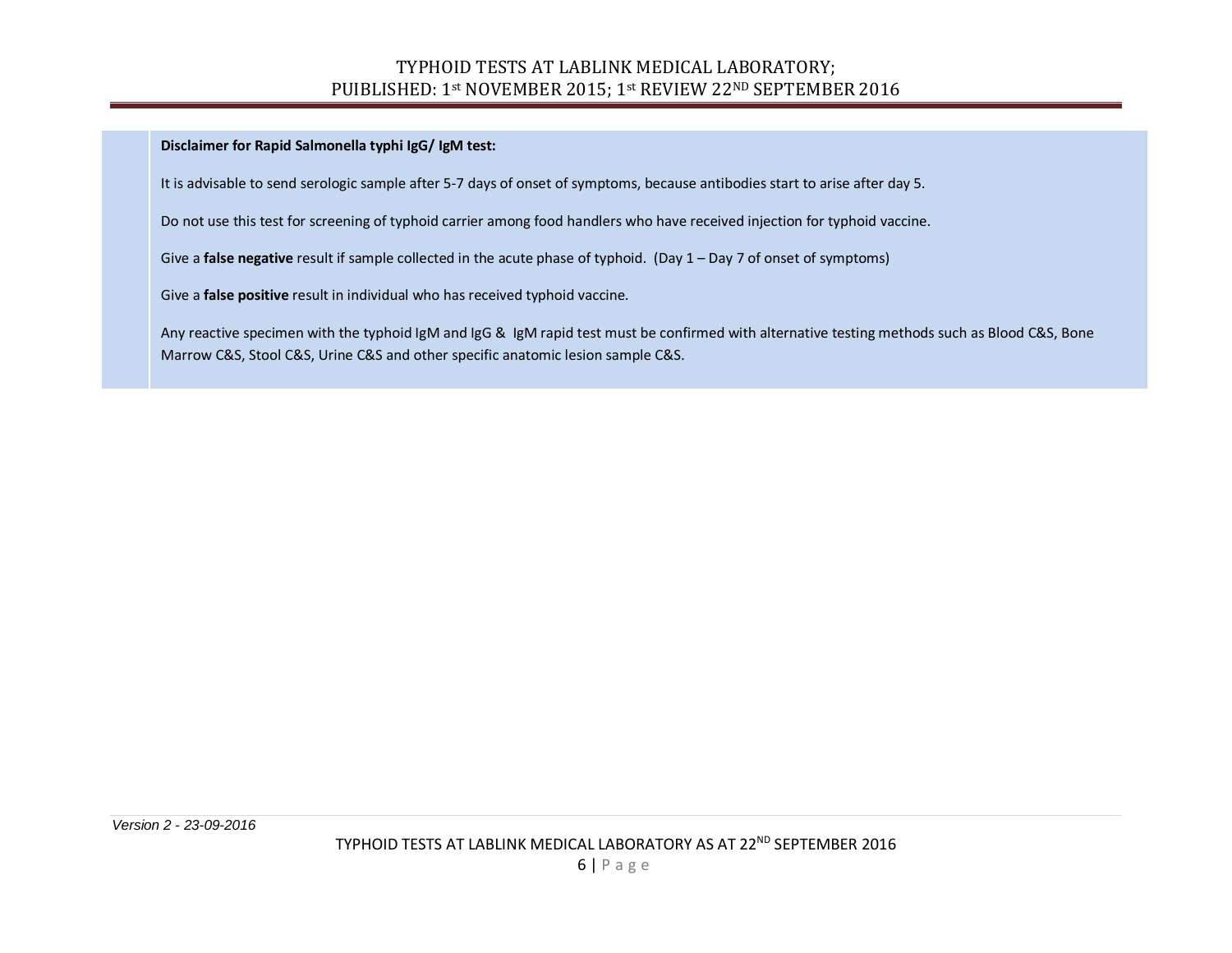**Disclaimer for Rapid Salmonella typhi IgG/ IgM test:**

It is advisable to send serologic sample after 5-7 days of onset of symptoms, because antibodies start to arise after day 5.

Do not use this test for screening of typhoid carrier among food handlers who have received injection for typhoid vaccine.

Give a **false negative** result if sample collected in the acute phase of typhoid. (Day 1 – Day 7 of onset of symptoms)

Give a **false positive** result in individual who has received typhoid vaccine.

Any reactive specimen with the typhoid IgM and IgG & IgM rapid test must be confirmed with alternative testing methods such as Blood C&S, Bone Marrow C&S, Stool C&S, Urine C&S and other specific anatomic lesion sample C&S.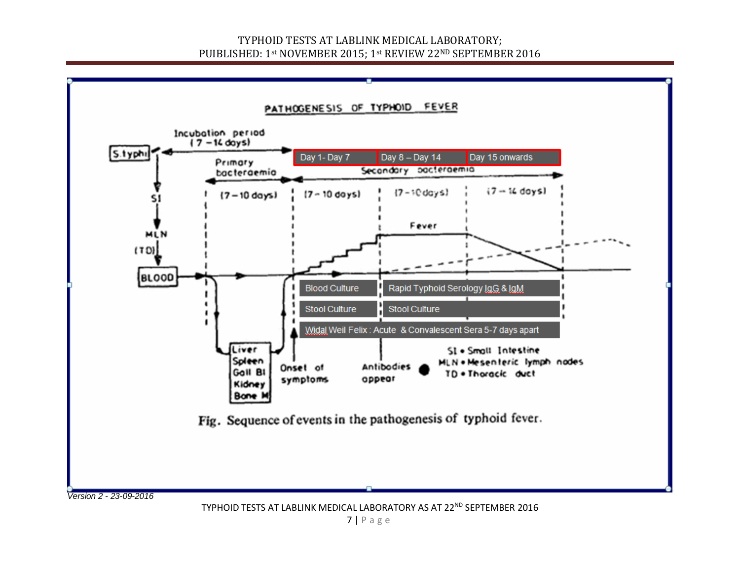PATHOGENESIS OF TYPHOID FEVER

Incubation period (7 – 14 days)

S.typhi → SI → MLN → (TD) → BLOOD

Primary bacteraemia (7 – 10 days)

Liver
Spleen
Gall Bl
Kidney
Bone M

| Day 1 - Day 7 | Day 8 – Day 14 | Day 15 onwards |
|---|---|---|

Secondary bacteraemia

(7 – 10 days) | (7 – 10 days) | (7 – 14 days)

Fever

Onset of symptoms

Antibodies appear

| Day 1 - Day 7 | Day 8 onwards |
|---|---|
| Blood Culture | Rapid Typhoid Serology IgG & IgM |
| Stool Culture | Stool Culture |
| Widal Weil Felix : Acute & Convalescent Sera 5-7 days apart | |

SI • Small Intestine
MLN • Mesenteric lymph nodes
TD • Thoracic duct

Fig. Sequence of events in the pathogenesis of typhoid fever.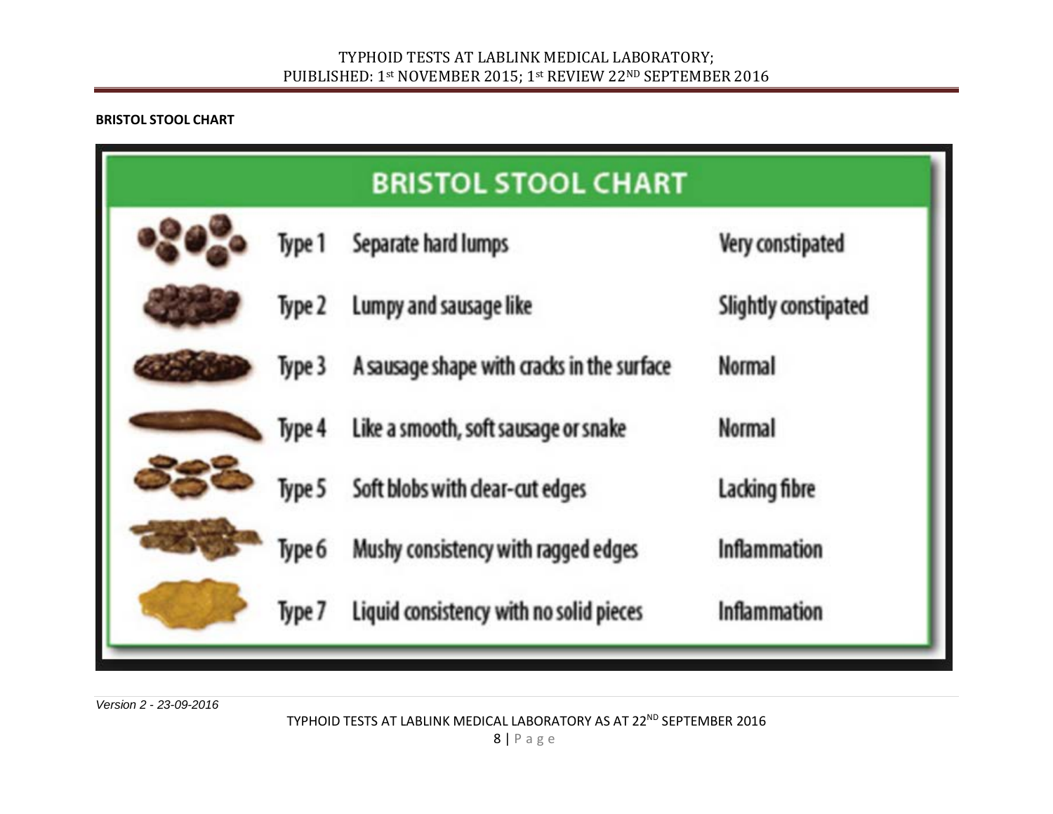**BRISTOL STOOL CHART**

## BRISTOL STOOL CHART

| | | |
|---|---|---|
| Type 1 | Separate hard lumps | Very constipated |
| Type 2 | Lumpy and sausage like | Slightly constipated |
| Type 3 | A sausage shape with cracks in the surface | Normal |
| Type 4 | Like a smooth, soft sausage or snake | Normal |
| Type 5 | Soft blobs with clear-cut edges | Lacking fibre |
| Type 6 | Mushy consistency with ragged edges | Inflammation |
| Type 7 | Liquid consistency with no solid pieces | Inflammation |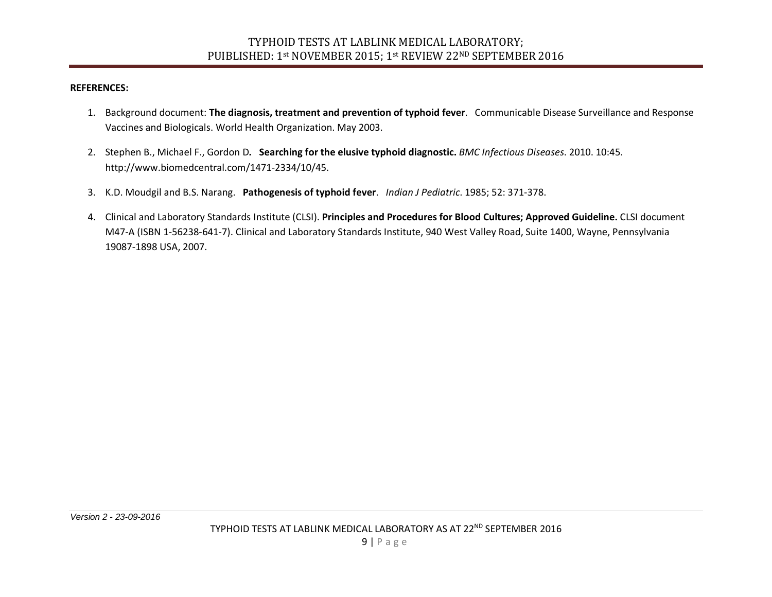**REFERENCES:**

1. Background document: **The diagnosis, treatment and prevention of typhoid fever**. Communicable Disease Surveillance and Response Vaccines and Biologicals. World Health Organization. May 2003.

2. Stephen B., Michael F., Gordon D*.* **Searching for the elusive typhoid diagnostic.** *BMC Infectious Diseases*. 2010. 10:45. http://www.biomedcentral.com/1471-2334/10/45.

3. K.D. Moudgil and B.S. Narang. **Pathogenesis of typhoid fever**. *Indian J Pediatric*. 1985; 52: 371-378.

4. Clinical and Laboratory Standards Institute (CLSI). **Principles and Procedures for Blood Cultures; Approved Guideline.** CLSI document M47-A (ISBN 1-56238-641-7). Clinical and Laboratory Standards Institute, 940 West Valley Road, Suite 1400, Wayne, Pennsylvania 19087-1898 USA, 2007.